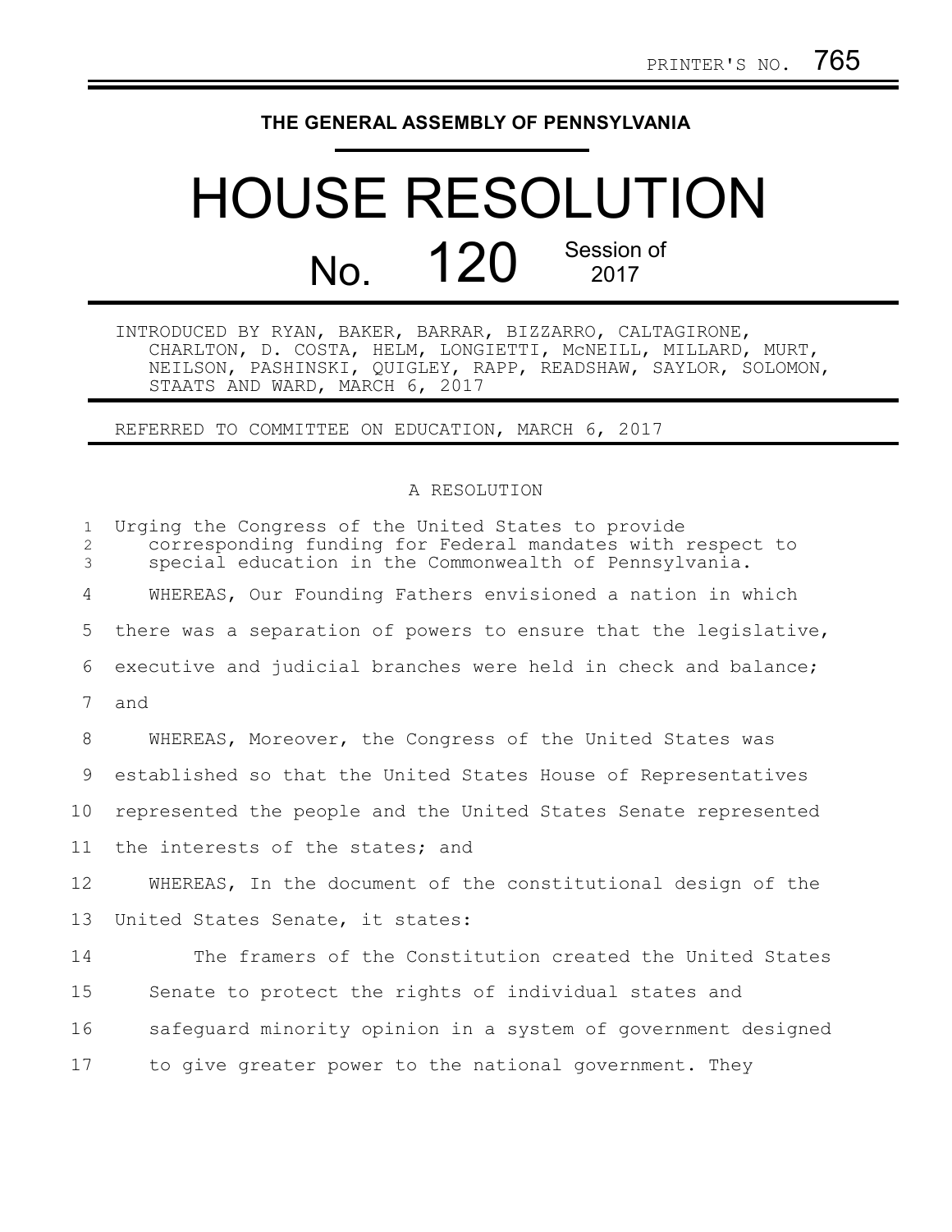PRINTER'S NO. 765

# THE GENERAL ASSEMBLY OF PENNSYLVANIA

# HOUSE RESOLUTION

## No. 120 Session of 2017

INTRODUCED BY RYAN, BAKER, BARRAR, BIZZARRO, CALTAGIRONE, CHARLTON, D. COSTA, HELM, LONGIETTI, McNEILL, MILLARD, MURT, NEILSON, PASHINSKI, QUIGLEY, RAPP, READSHAW, SAYLOR, SOLOMON, STAATS AND WARD, MARCH 6, 2017

REFERRED TO COMMITTEE ON EDUCATION, MARCH 6, 2017

A RESOLUTION

Urging the Congress of the United States to provide corresponding funding for Federal mandates with respect to special education in the Commonwealth of Pennsylvania.

WHEREAS, Our Founding Fathers envisioned a nation in which there was a separation of powers to ensure that the legislative, executive and judicial branches were held in check and balance; and

WHEREAS, Moreover, the Congress of the United States was established so that the United States House of Representatives represented the people and the United States Senate represented the interests of the states; and

WHEREAS, In the document of the constitutional design of the United States Senate, it states:

> The framers of the Constitution created the United States Senate to protect the rights of individual states and safeguard minority opinion in a system of government designed to give greater power to the national government. They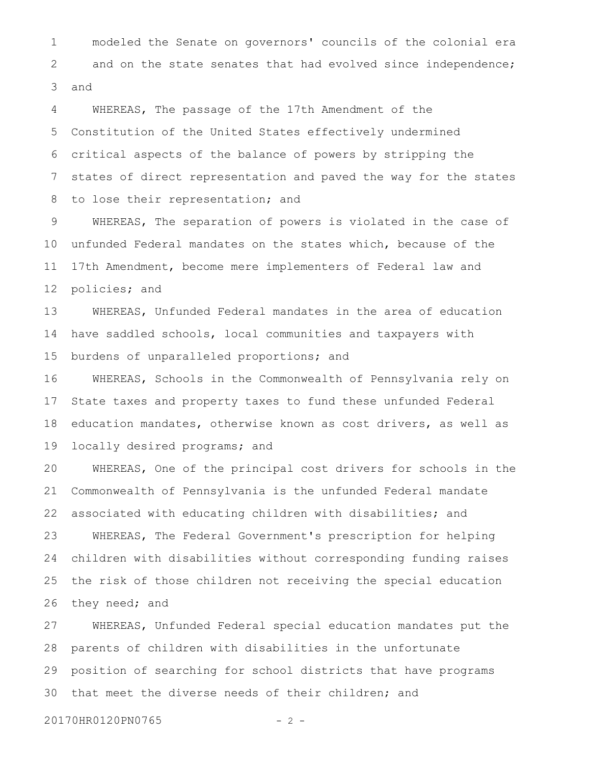modeled the Senate on governors' councils of the colonial era and on the state senates that had evolved since independence; and

WHEREAS, The passage of the 17th Amendment of the Constitution of the United States effectively undermined critical aspects of the balance of powers by stripping the states of direct representation and paved the way for the states to lose their representation; and

WHEREAS, The separation of powers is violated in the case of unfunded Federal mandates on the states which, because of the 17th Amendment, become mere implementers of Federal law and policies; and

WHEREAS, Unfunded Federal mandates in the area of education have saddled schools, local communities and taxpayers with burdens of unparalleled proportions; and

WHEREAS, Schools in the Commonwealth of Pennsylvania rely on State taxes and property taxes to fund these unfunded Federal education mandates, otherwise known as cost drivers, as well as locally desired programs; and

WHEREAS, One of the principal cost drivers for schools in the Commonwealth of Pennsylvania is the unfunded Federal mandate associated with educating children with disabilities; and

WHEREAS, The Federal Government's prescription for helping children with disabilities without corresponding funding raises the risk of those children not receiving the special education they need; and

WHEREAS, Unfunded Federal special education mandates put the parents of children with disabilities in the unfortunate position of searching for school districts that have programs that meet the diverse needs of their children; and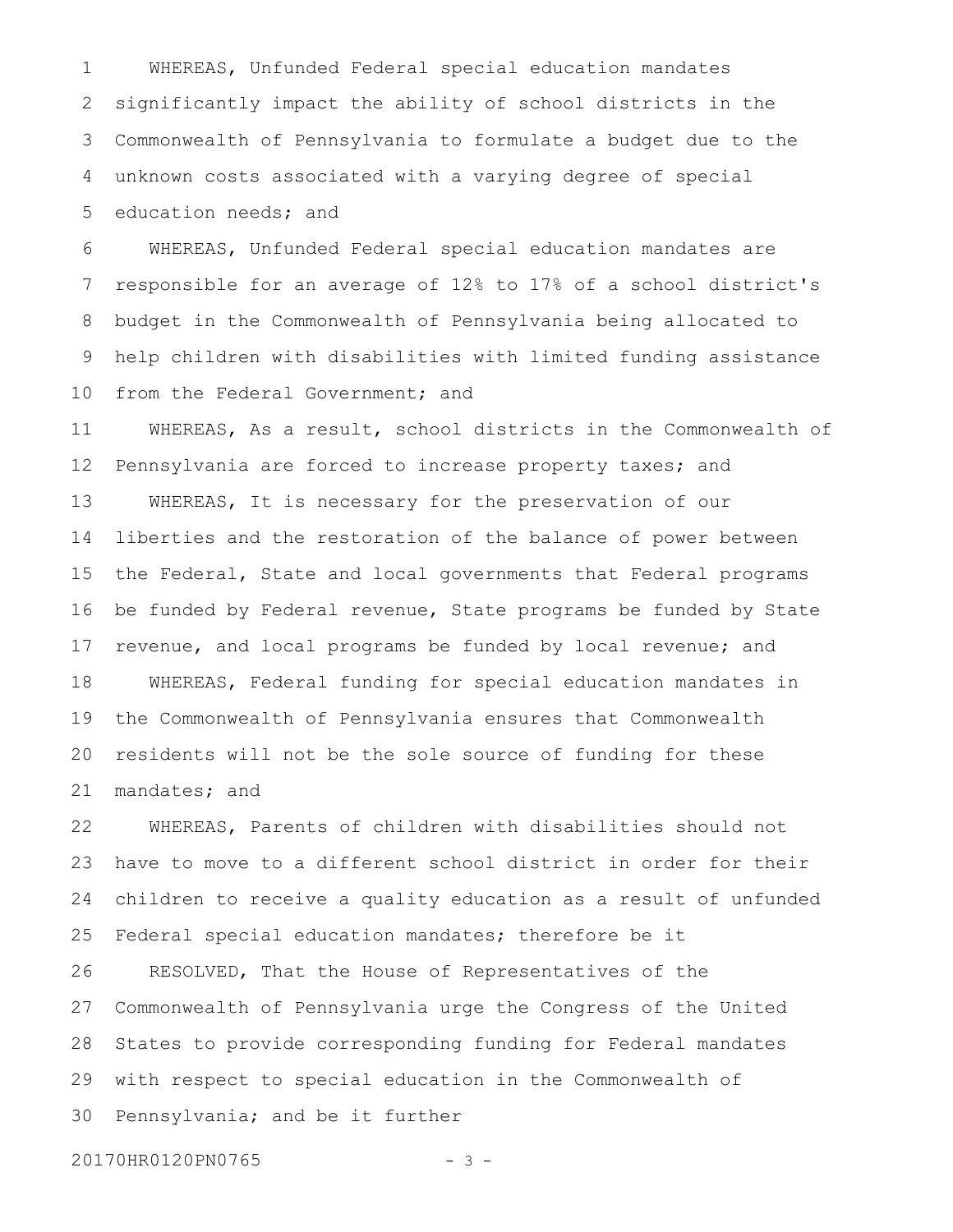WHEREAS, Unfunded Federal special education mandates significantly impact the ability of school districts in the Commonwealth of Pennsylvania to formulate a budget due to the unknown costs associated with a varying degree of special education needs; and

WHEREAS, Unfunded Federal special education mandates are responsible for an average of 12% to 17% of a school district's budget in the Commonwealth of Pennsylvania being allocated to help children with disabilities with limited funding assistance from the Federal Government; and

WHEREAS, As a result, school districts in the Commonwealth of Pennsylvania are forced to increase property taxes; and

WHEREAS, It is necessary for the preservation of our liberties and the restoration of the balance of power between the Federal, State and local governments that Federal programs be funded by Federal revenue, State programs be funded by State revenue, and local programs be funded by local revenue; and

WHEREAS, Federal funding for special education mandates in the Commonwealth of Pennsylvania ensures that Commonwealth residents will not be the sole source of funding for these mandates; and

WHEREAS, Parents of children with disabilities should not have to move to a different school district in order for their children to receive a quality education as a result of unfunded Federal special education mandates; therefore be it

RESOLVED, That the House of Representatives of the Commonwealth of Pennsylvania urge the Congress of the United States to provide corresponding funding for Federal mandates with respect to special education in the Commonwealth of Pennsylvania; and be it further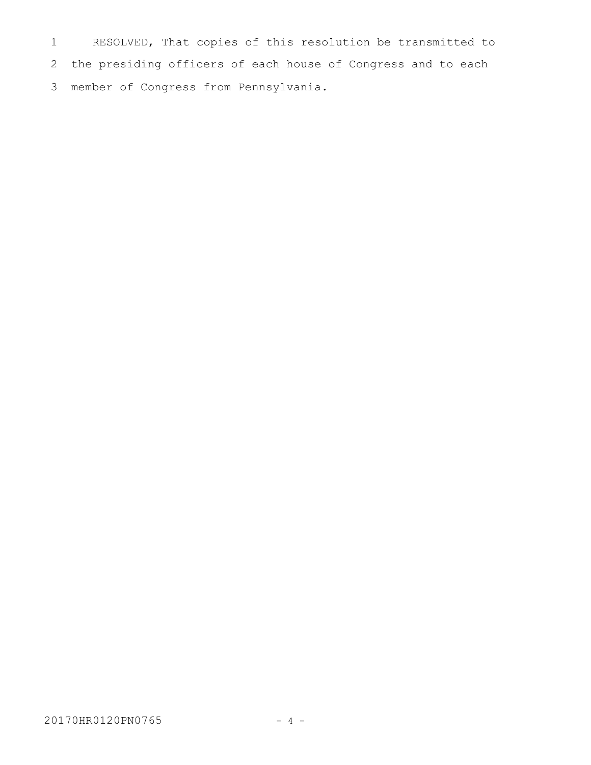RESOLVED, That copies of this resolution be transmitted to the presiding officers of each house of Congress and to each member of Congress from Pennsylvania.